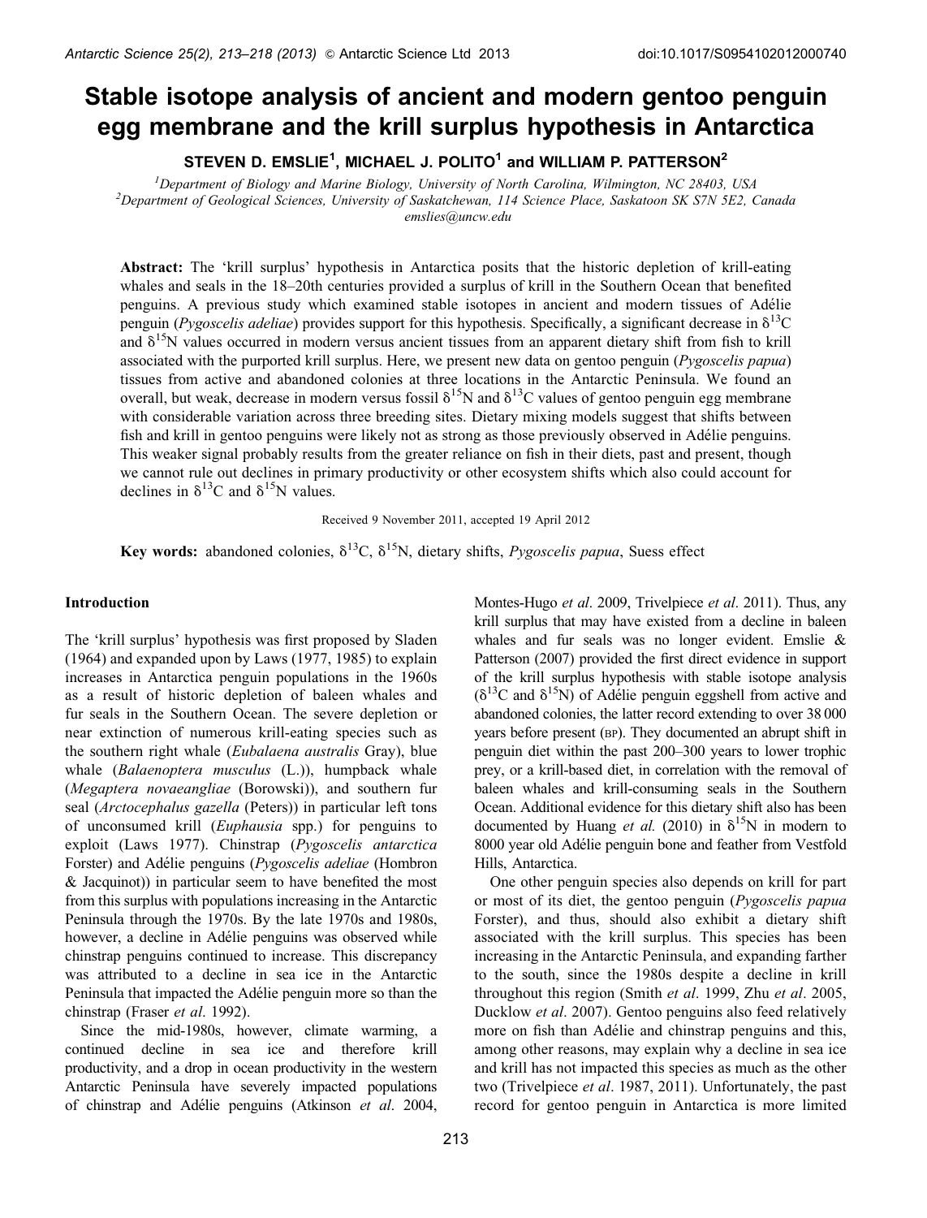# Stable isotope analysis of ancient and modern gentoo penguin egg membrane and the krill surplus hypothesis in Antarctica

**STEVEN D. EMSLIE[1], MICHAEL J. POLITO[1] and WILLIAM P. PATTERSON[2]**

[1]*Department of Biology and Marine Biology, University of North Carolina, Wilmington, NC 28403, USA*
[2]*Department of Geological Sciences, University of Saskatchewan, 114 Science Place, Saskatoon SK S7N 5E2, Canada*
*emslies@uncw.edu*

**Abstract:** The 'krill surplus' hypothesis in Antarctica posits that the historic depletion of krill-eating whales and seals in the 18–20th centuries provided a surplus of krill in the Southern Ocean that benefited penguins. A previous study which examined stable isotopes in ancient and modern tissues of Adélie penguin (*Pygoscelis adeliae*) provides support for this hypothesis. Specifically, a significant decrease in $\delta^{13}C$ and $\delta^{15}N$ values occurred in modern versus ancient tissues from an apparent dietary shift from fish to krill associated with the purported krill surplus. Here, we present new data on gentoo penguin (*Pygoscelis papua*) tissues from active and abandoned colonies at three locations in the Antarctic Peninsula. We found an overall, but weak, decrease in modern versus fossil $\delta^{15}N$ and $\delta^{13}C$ values of gentoo penguin egg membrane with considerable variation across three breeding sites. Dietary mixing models suggest that shifts between fish and krill in gentoo penguins were likely not as strong as those previously observed in Adélie penguins. This weaker signal probably results from the greater reliance on fish in their diets, past and present, though we cannot rule out declines in primary productivity or other ecosystem shifts which also could account for declines in $\delta^{13}C$ and $\delta^{15}N$ values.

Received 9 November 2011, accepted 19 April 2012

**Key words:** abandoned colonies, $\delta^{13}C$, $\delta^{15}N$, dietary shifts, *Pygoscelis papua*, Suess effect

## Introduction

The 'krill surplus' hypothesis was first proposed by Sladen (1964) and expanded upon by Laws (1977, 1985) to explain increases in Antarctica penguin populations in the 1960s as a result of historic depletion of baleen whales and fur seals in the Southern Ocean. The severe depletion or near extinction of numerous krill-eating species such as the southern right whale (*Eubalaena australis* Gray), blue whale (*Balaenoptera musculus* (L.)), humpback whale (*Megaptera novaeangliae* (Borowski)), and southern fur seal (*Arctocephalus gazella* (Peters)) in particular left tons of unconsumed krill (*Euphausia* spp.) for penguins to exploit (Laws 1977). Chinstrap (*Pygoscelis antarctica* Forster) and Adélie penguins (*Pygoscelis adeliae* (Hombron & Jacquinot)) in particular seem to have benefited the most from this surplus with populations increasing in the Antarctic Peninsula through the 1970s. By the late 1970s and 1980s, however, a decline in Adélie penguins was observed while chinstrap penguins continued to increase. This discrepancy was attributed to a decline in sea ice in the Antarctic Peninsula that impacted the Adélie penguin more so than the chinstrap (Fraser *et al*. 1992).

Since the mid-1980s, however, climate warming, a continued decline in sea ice and therefore krill productivity, and a drop in ocean productivity in the western Antarctic Peninsula have severely impacted populations of chinstrap and Adélie penguins (Atkinson *et al*. 2004, Montes-Hugo *et al*. 2009, Trivelpiece *et al*. 2011). Thus, any krill surplus that may have existed from a decline in baleen whales and fur seals was no longer evident. Emslie & Patterson (2007) provided the first direct evidence in support of the krill surplus hypothesis with stable isotope analysis ($\delta^{13}C$ and $\delta^{15}N$) of Adélie penguin eggshell from active and abandoned colonies, the latter record extending to over 38 000 years before present (BP). They documented an abrupt shift in penguin diet within the past 200–300 years to lower trophic prey, or a krill-based diet, in correlation with the removal of baleen whales and krill-consuming seals in the Southern Ocean. Additional evidence for this dietary shift also has been documented by Huang *et al.* (2010) in $\delta^{15}N$ in modern to 8000 year old Adélie penguin bone and feather from Vestfold Hills, Antarctica.

One other penguin species also depends on krill for part or most of its diet, the gentoo penguin (*Pygoscelis papua* Forster), and thus, should also exhibit a dietary shift associated with the krill surplus. This species has been increasing in the Antarctic Peninsula, and expanding farther to the south, since the 1980s despite a decline in krill throughout this region (Smith *et al*. 1999, Zhu *et al*. 2005, Ducklow *et al*. 2007). Gentoo penguins also feed relatively more on fish than Adélie and chinstrap penguins and this, among other reasons, may explain why a decline in sea ice and krill has not impacted this species as much as the other two (Trivelpiece *et al*. 1987, 2011). Unfortunately, the past record for gentoo penguin in Antarctica is more limited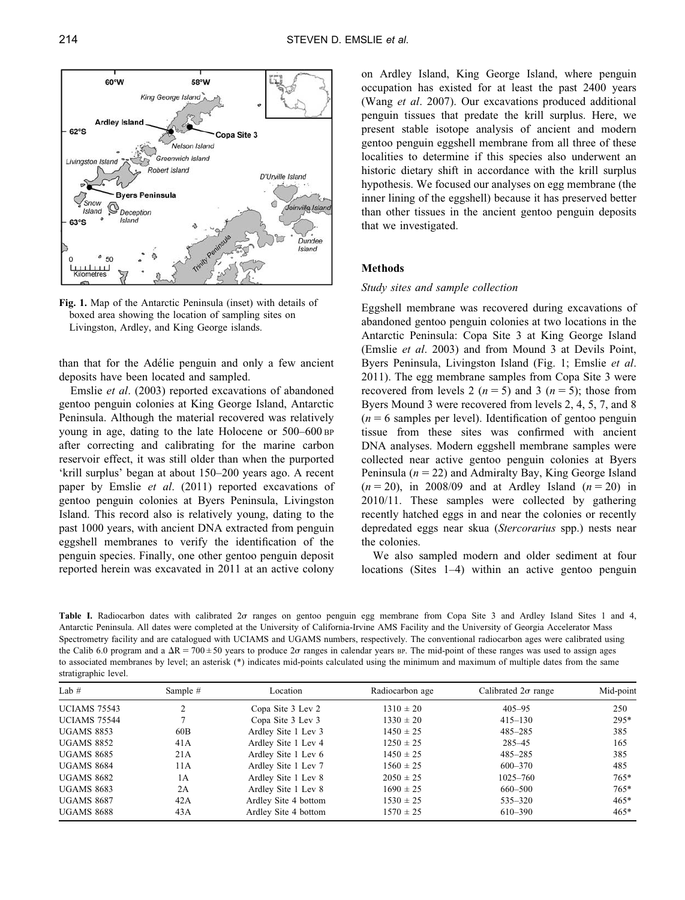Fig. 1. Map of the Antarctic Peninsula (inset) with details of boxed area showing the location of sampling sites on Livingston, Ardley, and King George islands.

than that for the Adélie penguin and only a few ancient deposits have been located and sampled.

Emslie *et al*. (2003) reported excavations of abandoned gentoo penguin colonies at King George Island, Antarctic Peninsula. Although the material recovered was relatively young in age, dating to the late Holocene or 500–600 BP after correcting and calibrating for the marine carbon reservoir effect, it was still older than when the purported 'krill surplus' began at about 150–200 years ago. A recent paper by Emslie *et al*. (2011) reported excavations of gentoo penguin colonies at Byers Peninsula, Livingston Island. This record also is relatively young, dating to the past 1000 years, with ancient DNA extracted from penguin eggshell membranes to verify the identification of the penguin species. Finally, one other gentoo penguin deposit reported herein was excavated in 2011 at an active colony on Ardley Island, King George Island, where penguin occupation has existed for at least the past 2400 years (Wang *et al*. 2007). Our excavations produced additional penguin tissues that predate the krill surplus. Here, we present stable isotope analysis of ancient and modern gentoo penguin eggshell membrane from all three of these localities to determine if this species also underwent an historic dietary shift in accordance with the krill surplus hypothesis. We focused our analyses on egg membrane (the inner lining of the eggshell) because it has preserved better than other tissues in the ancient gentoo penguin deposits that we investigated.

## Methods

### *Study sites and sample collection*

Eggshell membrane was recovered during excavations of abandoned gentoo penguin colonies at two locations in the Antarctic Peninsula: Copa Site 3 at King George Island (Emslie *et al*. 2003) and from Mound 3 at Devils Point, Byers Peninsula, Livingston Island (Fig. 1; Emslie *et al*. 2011). The egg membrane samples from Copa Site 3 were recovered from levels 2 ($n = 5$) and 3 ($n = 5$); those from Byers Mound 3 were recovered from levels 2, 4, 5, 7, and 8 ($n = 6$ samples per level). Identification of gentoo penguin tissue from these sites was confirmed with ancient DNA analyses. Modern eggshell membrane samples were collected near active gentoo penguin colonies at Byers Peninsula ($n = 22$) and Admiralty Bay, King George Island ($n = 20$), in 2008/09 and at Ardley Island ($n = 20$) in 2010/11. These samples were collected by gathering recently hatched eggs in and near the colonies or recently depredated eggs near skua (*Stercorarius* spp.) nests near the colonies.

We also sampled modern and older sediment at four locations (Sites 1–4) within an active gentoo penguin

**Table I.** Radiocarbon dates with calibrated 2σ ranges on gentoo penguin egg membrane from Copa Site 3 and Ardley Island Sites 1 and 4, Antarctic Peninsula. All dates were completed at the University of California-Irvine AMS Facility and the University of Georgia Accelerator Mass Spectrometry facility and are catalogued with UCIAMS and UGAMS numbers, respectively. The conventional radiocarbon ages were calibrated using the Calib 6.0 program and a $\Delta R = 700 \pm 50$ years to produce 2σ ranges in calendar years BP. The mid-point of these ranges was used to assign ages to associated membranes by level; an asterisk (*) indicates mid-points calculated using the minimum and maximum of multiple dates from the same stratigraphic level.

| Lab # | Sample # | Location | Radiocarbon age | Calibrated 2σ range | Mid-point |
|---|---|---|---|---|---|
| UCIAMS 75543 | 2 | Copa Site 3 Lev 2 | 1310 ± 20 | 405–95 | 250 |
| UCIAMS 75544 | 7 | Copa Site 3 Lev 3 | 1330 ± 20 | 415–130 | 295* |
| UGAMS 8853 | 60B | Ardley Site 1 Lev 3 | 1450 ± 25 | 485–285 | 385 |
| UGAMS 8852 | 41A | Ardley Site 1 Lev 4 | 1250 ± 25 | 285–45 | 165 |
| UGAMS 8685 | 21A | Ardley Site 1 Lev 6 | 1450 ± 25 | 485–285 | 385 |
| UGAMS 8684 | 11A | Ardley Site 1 Lev 7 | 1560 ± 25 | 600–370 | 485 |
| UGAMS 8682 | 1A | Ardley Site 1 Lev 8 | 2050 ± 25 | 1025–760 | 765* |
| UGAMS 8683 | 2A | Ardley Site 1 Lev 8 | 1690 ± 25 | 660–500 | 765* |
| UGAMS 8687 | 42A | Ardley Site 4 bottom | 1530 ± 25 | 535–320 | 465* |
| UGAMS 8688 | 43A | Ardley Site 4 bottom | 1570 ± 25 | 610–390 | 465* |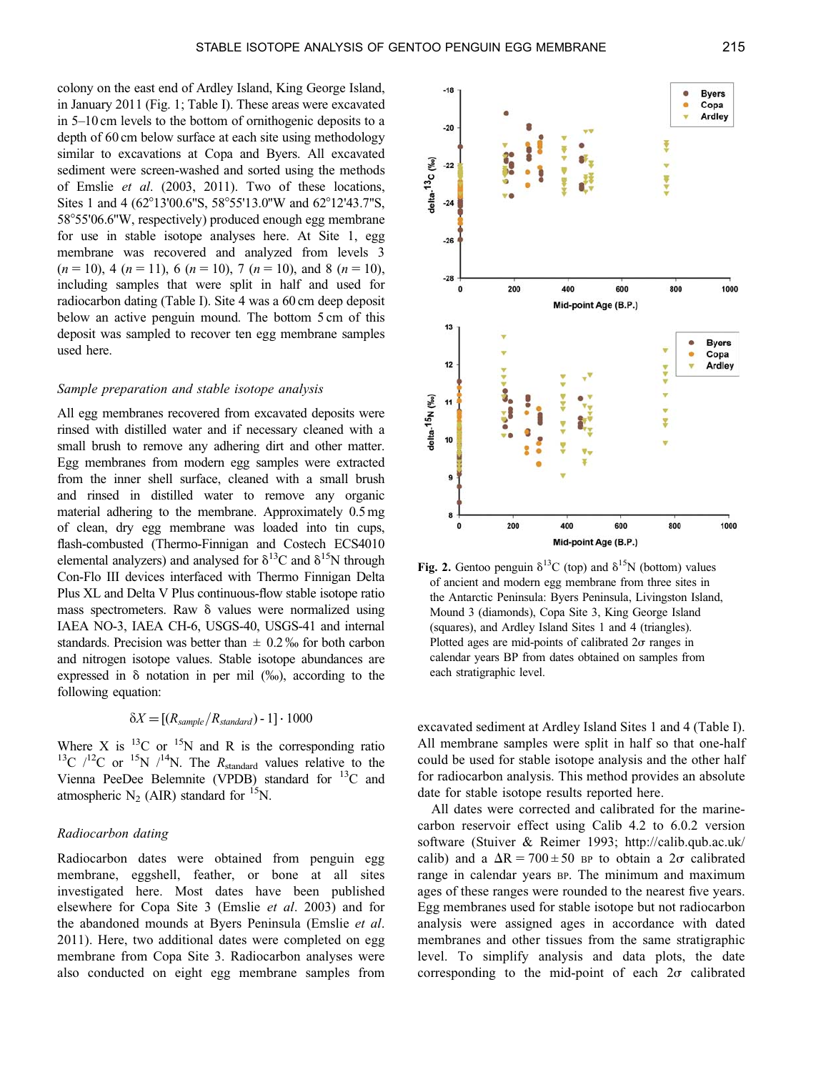colony on the east end of Ardley Island, King George Island, in January 2011 (Fig. 1; Table I). These areas were excavated in 5–10 cm levels to the bottom of ornithogenic deposits to a depth of 60 cm below surface at each site using methodology similar to excavations at Copa and Byers. All excavated sediment were screen-washed and sorted using the methods of Emslie *et al*. (2003, 2011). Two of these locations, Sites 1 and 4 (62°13'00.6"S, 58°55'13.0"W and 62°12'43.7"S, 58°55'06.6"W, respectively) produced enough egg membrane for use in stable isotope analyses here. At Site 1, egg membrane was recovered and analyzed from levels 3 ($n = 10$), 4 ($n = 11$), 6 ($n = 10$), 7 ($n = 10$), and 8 ($n = 10$), including samples that were split in half and used for radiocarbon dating (Table I). Site 4 was a 60 cm deep deposit below an active penguin mound. The bottom 5 cm of this deposit was sampled to recover ten egg membrane samples used here.

### *Sample preparation and stable isotope analysis*

All egg membranes recovered from excavated deposits were rinsed with distilled water and if necessary cleaned with a small brush to remove any adhering dirt and other matter. Egg membranes from modern egg samples were extracted from the inner shell surface, cleaned with a small brush and rinsed in distilled water to remove any organic material adhering to the membrane. Approximately 0.5 mg of clean, dry egg membrane was loaded into tin cups, flash-combusted (Thermo-Finnigan and Costech ECS4010 elemental analyzers) and analysed for $\delta^{13}C$ and $\delta^{15}N$ through Con-Flo III devices interfaced with Thermo Finnigan Delta Plus XL and Delta V Plus continuous-flow stable isotope ratio mass spectrometers. Raw δ values were normalized using IAEA NO-3, IAEA CH-6, USGS-40, USGS-41 and internal standards. Precision was better than ± 0.2 ‰ for both carbon and nitrogen isotope values. Stable isotope abundances are expressed in δ notation in per mil (‰), according to the following equation:

$$\delta X = [(R_{sample}/R_{standard}) - 1] \cdot 1000$$

Where X is $^{13}C$ or $^{15}N$ and R is the corresponding ratio $^{13}C/^{12}C$ or $^{15}N/^{14}N$. The $R_{standard}$ values relative to the Vienna PeeDee Belemnite (VPDB) standard for $^{13}C$ and atmospheric $N_2$ (AIR) standard for $^{15}N$.

### *Radiocarbon dating*

Radiocarbon dates were obtained from penguin egg membrane, eggshell, feather, or bone at all sites investigated here. Most dates have been published elsewhere for Copa Site 3 (Emslie *et al*. 2003) and for the abandoned mounds at Byers Peninsula (Emslie *et al*. 2011). Here, two additional dates were completed on egg membrane from Copa Site 3. Radiocarbon analyses were also conducted on eight egg membrane samples from excavated sediment at Ardley Island Sites 1 and 4 (Table I). All membrane samples were split in half so that one-half could be used for stable isotope analysis and the other half for radiocarbon analysis. This method provides an absolute date for stable isotope results reported here.

All dates were corrected and calibrated for the marine-carbon reservoir effect using Calib 4.2 to 6.0.2 version software (Stuiver & Reimer 1993; http://calib.qub.ac.uk/calib) and a $\Delta R = 700 \pm 50$ BP to obtain a 2σ calibrated range in calendar years BP. The minimum and maximum ages of these ranges were rounded to the nearest five years. Egg membranes used for stable isotope but not radiocarbon analysis were assigned ages in accordance with dated membranes and other tissues from the same stratigraphic level. To simplify analysis and data plots, the date corresponding to the mid-point of each 2σ calibrated

**Fig. 2.** Gentoo penguin $\delta^{13}C$ (top) and $\delta^{15}N$ (bottom) values of ancient and modern egg membrane from three sites in the Antarctic Peninsula: Byers Peninsula, Livingston Island, Mound 3 (diamonds), Copa Site 3, King George Island (squares), and Ardley Island Sites 1 and 4 (triangles). Plotted ages are mid-points of calibrated 2σ ranges in calendar years BP from dates obtained on samples from each stratigraphic level.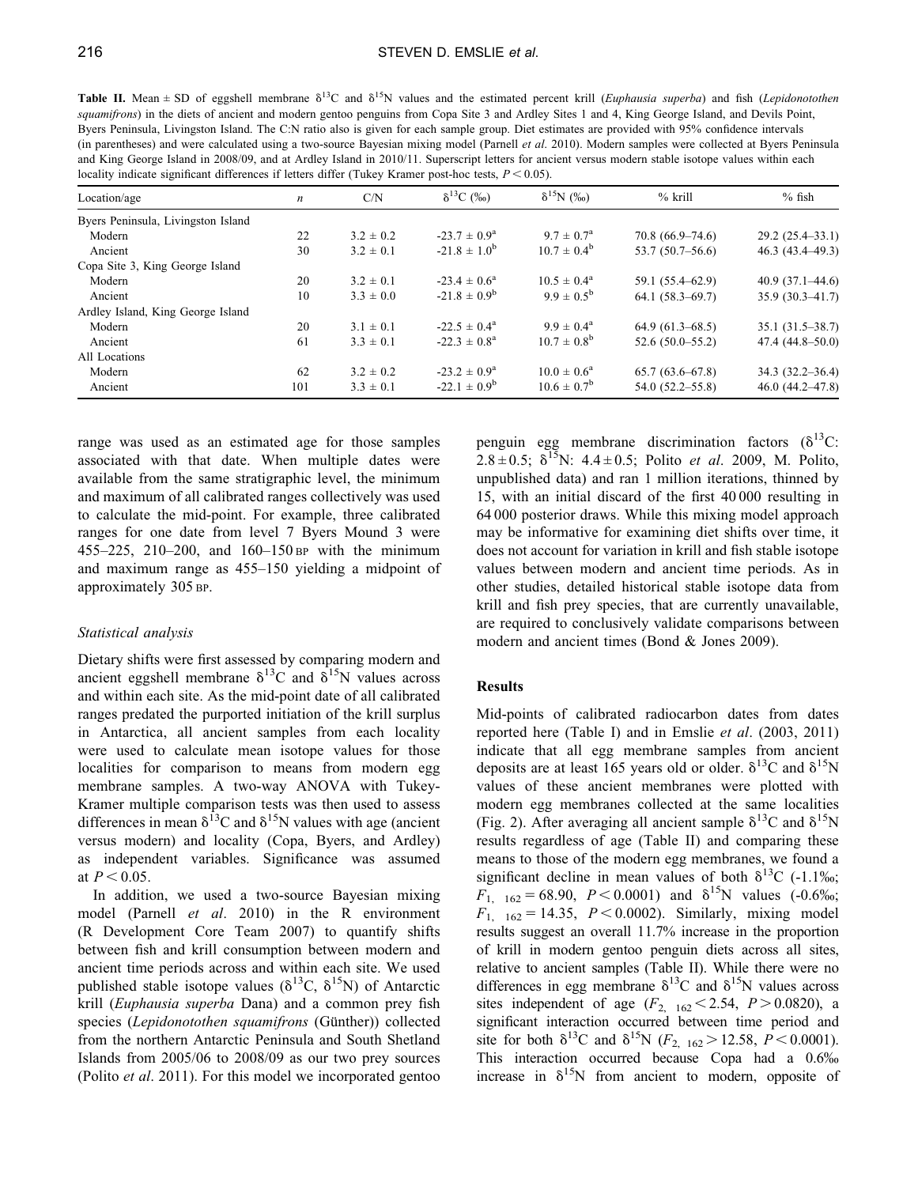**Table II.** Mean ± SD of eggshell membrane $\delta^{13}C$ and $\delta^{15}N$ values and the estimated percent krill (*Euphausia superba*) and fish (*Lepidonotothen squamifrons*) in the diets of ancient and modern gentoo penguins from Copa Site 3 and Ardley Sites 1 and 4, King George Island, and Devils Point, Byers Peninsula, Livingston Island. The C:N ratio also is given for each sample group. Diet estimates are provided with 95% confidence intervals (in parentheses) and were calculated using a two-source Bayesian mixing model (Parnell *et al.* 2010). Modern samples were collected at Byers Peninsula and King George Island in 2008/09, and at Ardley Island in 2010/11. Superscript letters for ancient versus modern stable isotope values within each locality indicate significant differences if letters differ (Tukey Kramer post-hoc tests, $P < 0.05$).

| Location/age | $n$ | C/N | $\delta^{13}C$ (‰) | $\delta^{15}N$ (‰) | % krill | % fish |
|---|---|---|---|---|---|---|
| Byers Peninsula, Livingston Island | | | | | | |
| Modern | 22 | 3.2 ± 0.2 | -23.7 ± 0.9$^{a}$ | 9.7 ± 0.7$^{a}$ | 70.8 (66.9–74.6) | 29.2 (25.4–33.1) |
| Ancient | 30 | 3.2 ± 0.1 | -21.8 ± 1.0$^{b}$ | 10.7 ± 0.4$^{b}$ | 53.7 (50.7–56.6) | 46.3 (43.4–49.3) |
| Copa Site 3, King George Island | | | | | | |
| Modern | 20 | 3.2 ± 0.1 | -23.4 ± 0.6$^{a}$ | 10.5 ± 0.4$^{a}$ | 59.1 (55.4–62.9) | 40.9 (37.1–44.6) |
| Ancient | 10 | 3.3 ± 0.0 | -21.8 ± 0.9$^{b}$ | 9.9 ± 0.5$^{b}$ | 64.1 (58.3–69.7) | 35.9 (30.3–41.7) |
| Ardley Island, King George Island | | | | | | |
| Modern | 20 | 3.1 ± 0.1 | -22.5 ± 0.4$^{a}$ | 9.9 ± 0.4$^{a}$ | 64.9 (61.3–68.5) | 35.1 (31.5–38.7) |
| Ancient | 61 | 3.3 ± 0.1 | -22.3 ± 0.8$^{a}$ | 10.7 ± 0.8$^{b}$ | 52.6 (50.0–55.2) | 47.4 (44.8–50.0) |
| All Locations | | | | | | |
| Modern | 62 | 3.2 ± 0.2 | -23.2 ± 0.9$^{a}$ | 10.0 ± 0.6$^{a}$ | 65.7 (63.6–67.8) | 34.3 (32.2–36.4) |
| Ancient | 101 | 3.3 ± 0.1 | -22.1 ± 0.9$^{b}$ | 10.6 ± 0.7$^{b}$ | 54.0 (52.2–55.8) | 46.0 (44.2–47.8) |

range was used as an estimated age for those samples associated with that date. When multiple dates were available from the same stratigraphic level, the minimum and maximum of all calibrated ranges collectively was used to calculate the mid-point. For example, three calibrated ranges for one date from level 7 Byers Mound 3 were 455–225, 210–200, and 160–150 BP with the minimum and maximum range as 455–150 yielding a midpoint of approximately 305 BP.

### Statistical analysis

Dietary shifts were first assessed by comparing modern and ancient eggshell membrane $\delta^{13}C$ and $\delta^{15}N$ values across and within each site. As the mid-point date of all calibrated ranges predated the purported initiation of the krill surplus in Antarctica, all ancient samples from each locality were used to calculate mean isotope values for those localities for comparison to means from modern egg membrane samples. A two-way ANOVA with Tukey-Kramer multiple comparison tests was then used to assess differences in mean $\delta^{13}C$ and $\delta^{15}N$ values with age (ancient versus modern) and locality (Copa, Byers, and Ardley) as independent variables. Significance was assumed at $P < 0.05$.

In addition, we used a two-source Bayesian mixing model (Parnell *et al.* 2010) in the R environment (R Development Core Team 2007) to quantify shifts between fish and krill consumption between modern and ancient time periods across and within each site. We used published stable isotope values ($\delta^{13}C$, $\delta^{15}N$) of Antarctic krill (*Euphausia superba* Dana) and a common prey fish species (*Lepidonotothen squamifrons* (Günther)) collected from the northern Antarctic Peninsula and South Shetland Islands from 2005/06 to 2008/09 as our two prey sources (Polito *et al.* 2011). For this model we incorporated gentoo penguin egg membrane discrimination factors ($\delta^{13}C$: $2.8 \pm 0.5$; $\delta^{15}N$: $4.4 \pm 0.5$; Polito *et al.* 2009, M. Polito, unpublished data) and ran 1 million iterations, thinned by 15, with an initial discard of the first 40 000 resulting in 64 000 posterior draws. While this mixing model approach may be informative for examining diet shifts over time, it does not account for variation in krill and fish stable isotope values between modern and ancient time periods. As in other studies, detailed historical stable isotope data from krill and fish prey species, that are currently unavailable, are required to conclusively validate comparisons between modern and ancient times (Bond & Jones 2009).

## Results

Mid-points of calibrated radiocarbon dates from dates reported here (Table I) and in Emslie *et al.* (2003, 2011) indicate that all egg membrane samples from ancient deposits are at least 165 years old or older. $\delta^{13}C$ and $\delta^{15}N$ values of these ancient membranes were plotted with modern egg membranes collected at the same localities (Fig. 2). After averaging all ancient sample $\delta^{13}C$ and $\delta^{15}N$ results regardless of age (Table II) and comparing these means to those of the modern egg membranes, we found a significant decline in mean values of both $\delta^{13}C$ (-1.1‰; $F_{1,\ 162} = 68.90$, $P < 0.0001$) and $\delta^{15}N$ values (-0.6‰; $F_{1,\ 162} = 14.35$, $P < 0.0002$). Similarly, mixing model results suggest an overall 11.7% increase in the proportion of krill in modern gentoo penguin diets across all sites, relative to ancient samples (Table II). While there were no differences in egg membrane $\delta^{13}C$ and $\delta^{15}N$ values across sites independent of age ($F_{2,\ 162} < 2.54$, $P > 0.0820$), a significant interaction occurred between time period and site for both $\delta^{13}C$ and $\delta^{15}N$ ($F_{2,\ 162} > 12.58$, $P < 0.0001$). This interaction occurred because Copa had a 0.6‰ increase in $\delta^{15}N$ from ancient to modern, opposite of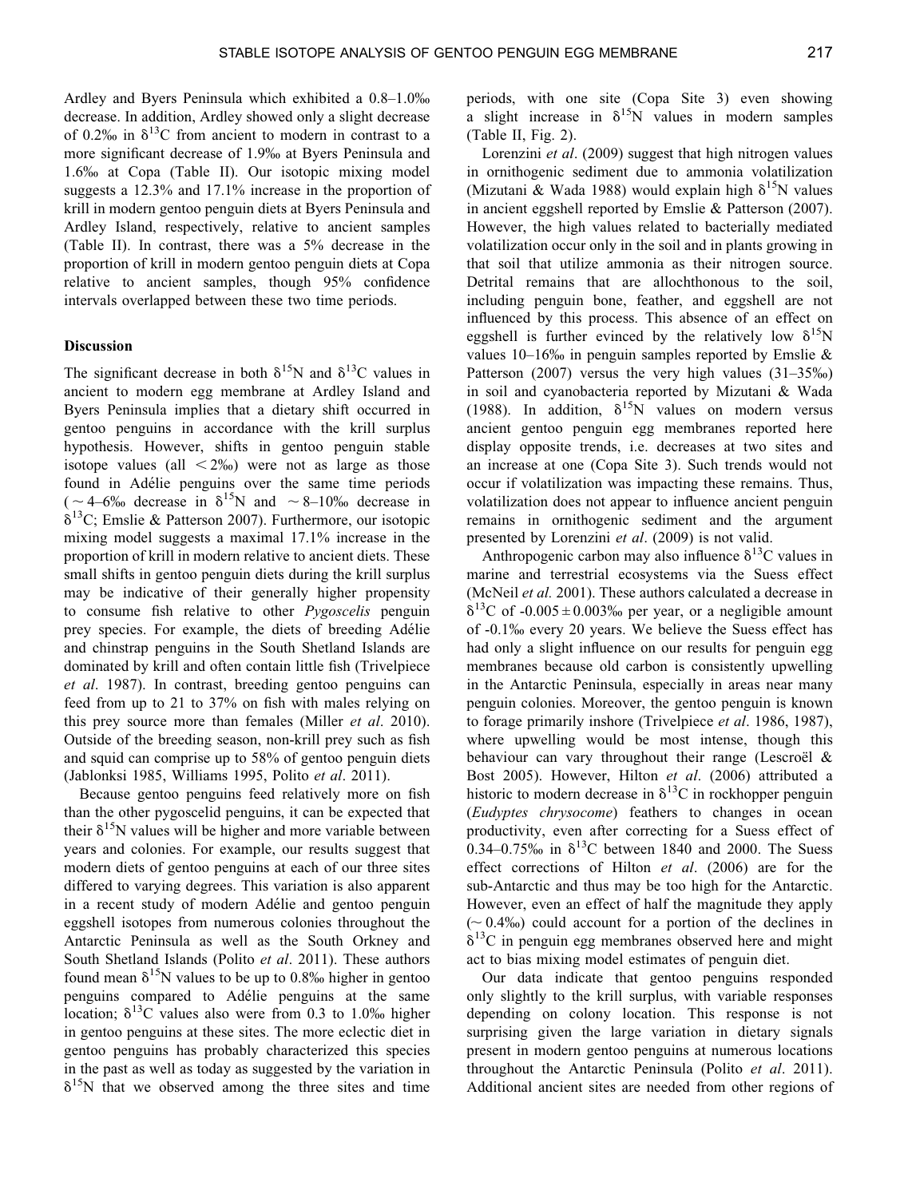Ardley and Byers Peninsula which exhibited a 0.8–1.0‰ decrease. In addition, Ardley showed only a slight decrease of 0.2‰ in $\delta^{13}C$ from ancient to modern in contrast to a more significant decrease of 1.9‰ at Byers Peninsula and 1.6‰ at Copa (Table II). Our isotopic mixing model suggests a 12.3% and 17.1% increase in the proportion of krill in modern gentoo penguin diets at Byers Peninsula and Ardley Island, respectively, relative to ancient samples (Table II). In contrast, there was a 5% decrease in the proportion of krill in modern gentoo penguin diets at Copa relative to ancient samples, though 95% confidence intervals overlapped between these two time periods.

## Discussion

The significant decrease in both $\delta^{15}N$ and $\delta^{13}C$ values in ancient to modern egg membrane at Ardley Island and Byers Peninsula implies that a dietary shift occurred in gentoo penguins in accordance with the krill surplus hypothesis. However, shifts in gentoo penguin stable isotope values (all < 2‰) were not as large as those found in Adélie penguins over the same time periods (~ 4–6‰ decrease in $\delta^{15}N$ and ~ 8–10‰ decrease in $\delta^{13}C$; Emslie & Patterson 2007). Furthermore, our isotopic mixing model suggests a maximal 17.1% increase in the proportion of krill in modern relative to ancient diets. These small shifts in gentoo penguin diets during the krill surplus may be indicative of their generally higher propensity to consume fish relative to other *Pygoscelis* penguin prey species. For example, the diets of breeding Adélie and chinstrap penguins in the South Shetland Islands are dominated by krill and often contain little fish (Trivelpiece *et al*. 1987). In contrast, breeding gentoo penguins can feed from up to 21 to 37% on fish with males relying on this prey source more than females (Miller *et al*. 2010). Outside of the breeding season, non-krill prey such as fish and squid can comprise up to 58% of gentoo penguin diets (Jablonksi 1985, Williams 1995, Polito *et al*. 2011).

Because gentoo penguins feed relatively more on fish than the other pygoscelid penguins, it can be expected that their $\delta^{15}N$ values will be higher and more variable between years and colonies. For example, our results suggest that modern diets of gentoo penguins at each of our three sites differed to varying degrees. This variation is also apparent in a recent study of modern Adélie and gentoo penguin eggshell isotopes from numerous colonies throughout the Antarctic Peninsula as well as the South Orkney and South Shetland Islands (Polito *et al*. 2011). These authors found mean $\delta^{15}N$ values to be up to 0.8‰ higher in gentoo penguins compared to Adélie penguins at the same location; $\delta^{13}C$ values also were from 0.3 to 1.0‰ higher in gentoo penguins at these sites. The more eclectic diet in gentoo penguins has probably characterized this species in the past as well as today as suggested by the variation in $\delta^{15}N$ that we observed among the three sites and time periods, with one site (Copa Site 3) even showing a slight increase in $\delta^{15}N$ values in modern samples (Table II, Fig. 2).

Lorenzini *et al*. (2009) suggest that high nitrogen values in ornithogenic sediment due to ammonia volatilization (Mizutani & Wada 1988) would explain high $\delta^{15}N$ values in ancient eggshell reported by Emslie & Patterson (2007). However, the high values related to bacterially mediated volatilization occur only in the soil and in plants growing in that soil that utilize ammonia as their nitrogen source. Detrital remains that are allochthonous to the soil, including penguin bone, feather, and eggshell are not influenced by this process. This absence of an effect on eggshell is further evinced by the relatively low $\delta^{15}N$ values 10–16‰ in penguin samples reported by Emslie & Patterson (2007) versus the very high values (31–35‰) in soil and cyanobacteria reported by Mizutani & Wada (1988). In addition, $\delta^{15}N$ values on modern versus ancient gentoo penguin egg membranes reported here display opposite trends, i.e. decreases at two sites and an increase at one (Copa Site 3). Such trends would not occur if volatilization was impacting these remains. Thus, volatilization does not appear to influence ancient penguin remains in ornithogenic sediment and the argument presented by Lorenzini *et al*. (2009) is not valid.

Anthropogenic carbon may also influence $\delta^{13}C$ values in marine and terrestrial ecosystems via the Suess effect (McNeil *et al.* 2001). These authors calculated a decrease in $\delta^{13}C$ of $-0.005 \pm 0.003$‰ per year, or a negligible amount of -0.1‰ every 20 years. We believe the Suess effect has had only a slight influence on our results for penguin egg membranes because old carbon is consistently upwelling in the Antarctic Peninsula, especially in areas near many penguin colonies. Moreover, the gentoo penguin is known to forage primarily inshore (Trivelpiece *et al*. 1986, 1987), where upwelling would be most intense, though this behaviour can vary throughout their range (Lescroël & Bost 2005). However, Hilton *et al*. (2006) attributed a historic to modern decrease in $\delta^{13}C$ in rockhopper penguin (*Eudyptes chrysocome*) feathers to changes in ocean productivity, even after correcting for a Suess effect of 0.34–0.75‰ in $\delta^{13}C$ between 1840 and 2000. The Suess effect corrections of Hilton *et al*. (2006) are for the sub-Antarctic and thus may be too high for the Antarctic. However, even an effect of half the magnitude they apply (~ 0.4‰) could account for a portion of the declines in $\delta^{13}C$ in penguin egg membranes observed here and might act to bias mixing model estimates of penguin diet.

Our data indicate that gentoo penguins responded only slightly to the krill surplus, with variable responses depending on colony location. This response is not surprising given the large variation in dietary signals present in modern gentoo penguins at numerous locations throughout the Antarctic Peninsula (Polito *et al*. 2011). Additional ancient sites are needed from other regions of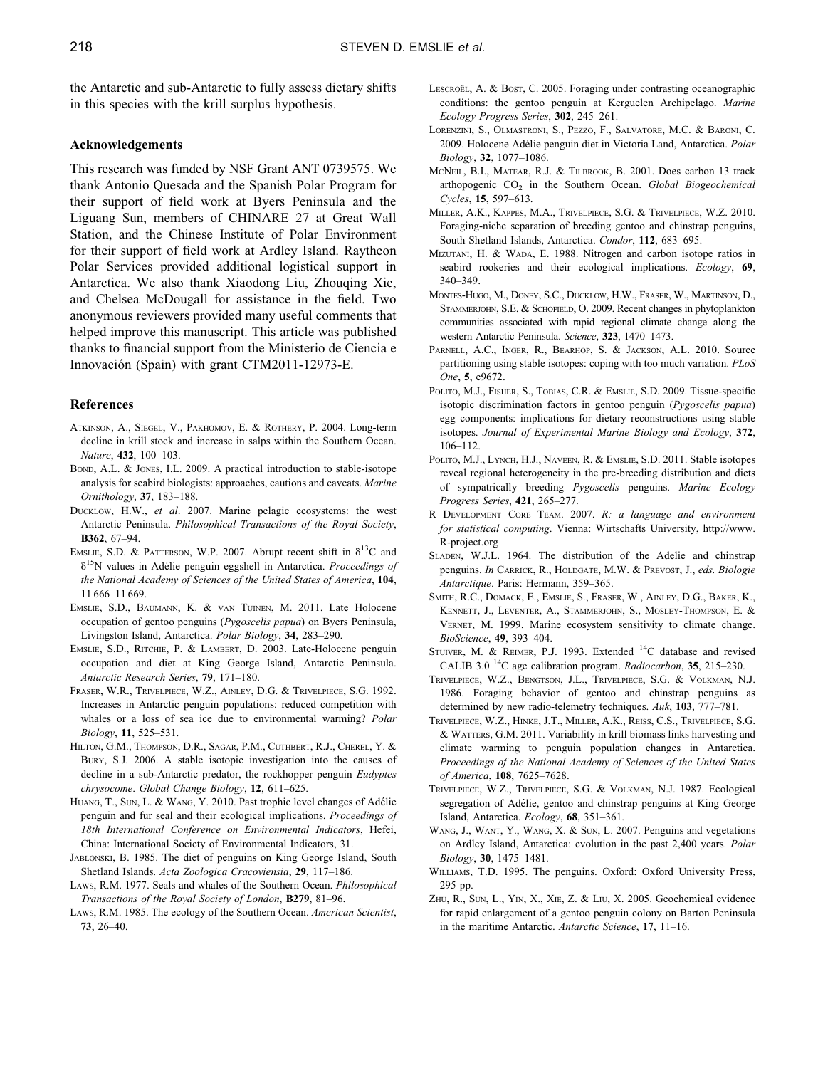the Antarctic and sub-Antarctic to fully assess dietary shifts in this species with the krill surplus hypothesis.

## Acknowledgements

This research was funded by NSF Grant ANT 0739575. We thank Antonio Quesada and the Spanish Polar Program for their support of field work at Byers Peninsula and the Liguang Sun, members of CHINARE 27 at Great Wall Station, and the Chinese Institute of Polar Environment for their support of field work at Ardley Island. Raytheon Polar Services provided additional logistical support in Antarctica. We also thank Xiaodong Liu, Zhouqing Xie, and Chelsea McDougall for assistance in the field. Two anonymous reviewers provided many useful comments that helped improve this manuscript. This article was published thanks to financial support from the Ministerio de Ciencia e Innovación (Spain) with grant CTM2011-12973-E.

## References

Atkinson, A., Siegel, V., Pakhomov, E. & Rothery, P. 2004. Long-term decline in krill stock and increase in salps within the Southern Ocean. *Nature*, **432**, 100–103.

Bond, A.L. & Jones, I.L. 2009. A practical introduction to stable-isotope analysis for seabird biologists: approaches, cautions and caveats. *Marine Ornithology*, **37**, 183–188.

Ducklow, H.W., *et al*. 2007. Marine pelagic ecosystems: the west Antarctic Peninsula. *Philosophical Transactions of the Royal Society*, **B362**, 67–94.

Emslie, S.D. & Patterson, W.P. 2007. Abrupt recent shift in $\delta^{13}C$ and $\delta^{15}N$ values in Adélie penguin eggshell in Antarctica. *Proceedings of the National Academy of Sciences of the United States of America*, **104**, 11 666–11 669.

Emslie, S.D., Baumann, K. & van Tuinen, M. 2011. Late Holocene occupation of gentoo penguins (*Pygoscelis papua*) on Byers Peninsula, Livingston Island, Antarctica. *Polar Biology*, **34**, 283–290.

Emslie, S.D., Ritchie, P. & Lambert, D. 2003. Late-Holocene penguin occupation and diet at King George Island, Antarctic Peninsula. *Antarctic Research Series*, **79**, 171–180.

Fraser, W.R., Trivelpiece, W.Z., Ainley, D.G. & Trivelpiece, S.G. 1992. Increases in Antarctic penguin populations: reduced competition with whales or a loss of sea ice due to environmental warming? *Polar Biology*, **11**, 525–531.

Hilton, G.M., Thompson, D.R., Sagar, P.M., Cuthbert, R.J., Cherel, Y. & Bury, S.J. 2006. A stable isotopic investigation into the causes of decline in a sub-Antarctic predator, the rockhopper penguin *Eudyptes chrysocome*. *Global Change Biology*, **12**, 611–625.

Huang, T., Sun, L. & Wang, Y. 2010. Past trophic level changes of Adélie penguin and fur seal and their ecological implications. *Proceedings of 18th International Conference on Environmental Indicators*, Hefei, China: International Society of Environmental Indicators, 31.

Jablonski, B. 1985. The diet of penguins on King George Island, South Shetland Islands. *Acta Zoologica Cracoviensia*, **29**, 117–186.

Laws, R.M. 1977. Seals and whales of the Southern Ocean. *Philosophical Transactions of the Royal Society of London*, **B279**, 81–96.

Laws, R.M. 1985. The ecology of the Southern Ocean. *American Scientist*, **73**, 26–40.

Lescroël, A. & Bost, C. 2005. Foraging under contrasting oceanographic conditions: the gentoo penguin at Kerguelen Archipelago. *Marine Ecology Progress Series*, **302**, 245–261.

Lorenzini, S., Olmastroni, S., Pezzo, F., Salvatore, M.C. & Baroni, C. 2009. Holocene Adélie penguin diet in Victoria Land, Antarctica. *Polar Biology*, **32**, 1077–1086.

McNeil, B.I., Matear, R.J. & Tilbrook, B. 2001. Does carbon 13 track arthopogenic $CO_2$ in the Southern Ocean. *Global Biogeochemical Cycles*, **15**, 597–613.

Miller, A.K., Kappes, M.A., Trivelpiece, S.G. & Trivelpiece, W.Z. 2010. Foraging-niche separation of breeding gentoo and chinstrap penguins, South Shetland Islands, Antarctica. *Condor*, **112**, 683–695.

Mizutani, H. & Wada, E. 1988. Nitrogen and carbon isotope ratios in seabird rookeries and their ecological implications. *Ecology*, **69**, 340–349.

Montes-Hugo, M., Doney, S.C., Ducklow, H.W., Fraser, W., Martinson, D., Stammerjohn, S.E. & Schofield, O. 2009. Recent changes in phytoplankton communities associated with rapid regional climate change along the western Antarctic Peninsula. *Science*, **323**, 1470–1473.

Parnell, A.C., Inger, R., Bearhop, S. & Jackson, A.L. 2010. Source partitioning using stable isotopes: coping with too much variation. *PLoS One*, **5**, e9672.

Polito, M.J., Fisher, S., Tobias, C.R. & Emslie, S.D. 2009. Tissue-specific isotopic discrimination factors in gentoo penguin (*Pygoscelis papua*) egg components: implications for dietary reconstructions using stable isotopes. *Journal of Experimental Marine Biology and Ecology*, **372**, 106–112.

Polito, M.J., Lynch, H.J., Naveen, R. & Emslie, S.D. 2011. Stable isotopes reveal regional heterogeneity in the pre-breeding distribution and diets of sympatrically breeding *Pygoscelis* penguins. *Marine Ecology Progress Series*, **421**, 265–277.

R Development Core Team. 2007. *R: a language and environment for statistical computing*. Vienna: Wirtschafts University, http://www.R-project.org

Sladen, W.J.L. 1964. The distribution of the Adelie and chinstrap penguins. *In* Carrick, R., Holdgate, M.W. & Prevost, J., *eds. Biologie Antarctique*. Paris: Hermann, 359–365.

Smith, R.C., Domack, E., Emslie, S., Fraser, W., Ainley, D.G., Baker, K., Kennett, J., Leventer, A., Stammerjohn, S., Mosley-Thompson, E. & Vernet, M. 1999. Marine ecosystem sensitivity to climate change. *BioScience*, **49**, 393–404.

Stuiver, M. & Reimer, P.J. 1993. Extended $^{14}C$ database and revised CALIB 3.0 $^{14}C$ age calibration program. *Radiocarbon*, **35**, 215–230.

Trivelpiece, W.Z., Bengtson, J.L., Trivelpiece, S.G. & Volkman, N.J. 1986. Foraging behavior of gentoo and chinstrap penguins as determined by new radio-telemetry techniques. *Auk*, **103**, 777–781.

Trivelpiece, W.Z., Hinke, J.T., Miller, A.K., Reiss, C.S., Trivelpiece, S.G. & Watters, G.M. 2011. Variability in krill biomass links harvesting and climate warming to penguin population changes in Antarctica. *Proceedings of the National Academy of Sciences of the United States of America*, **108**, 7625–7628.

Trivelpiece, W.Z., Trivelpiece, S.G. & Volkman, N.J. 1987. Ecological segregation of Adélie, gentoo and chinstrap penguins at King George Island, Antarctica. *Ecology*, **68**, 351–361.

Wang, J., Want, Y., Wang, X. & Sun, L. 2007. Penguins and vegetations on Ardley Island, Antarctica: evolution in the past 2,400 years. *Polar Biology*, **30**, 1475–1481.

Williams, T.D. 1995. The penguins. Oxford: Oxford University Press, 295 pp.

Zhu, R., Sun, L., Yin, X., Xie, Z. & Liu, X. 2005. Geochemical evidence for rapid enlargement of a gentoo penguin colony on Barton Peninsula in the maritime Antarctic. *Antarctic Science*, **17**, 11–16.